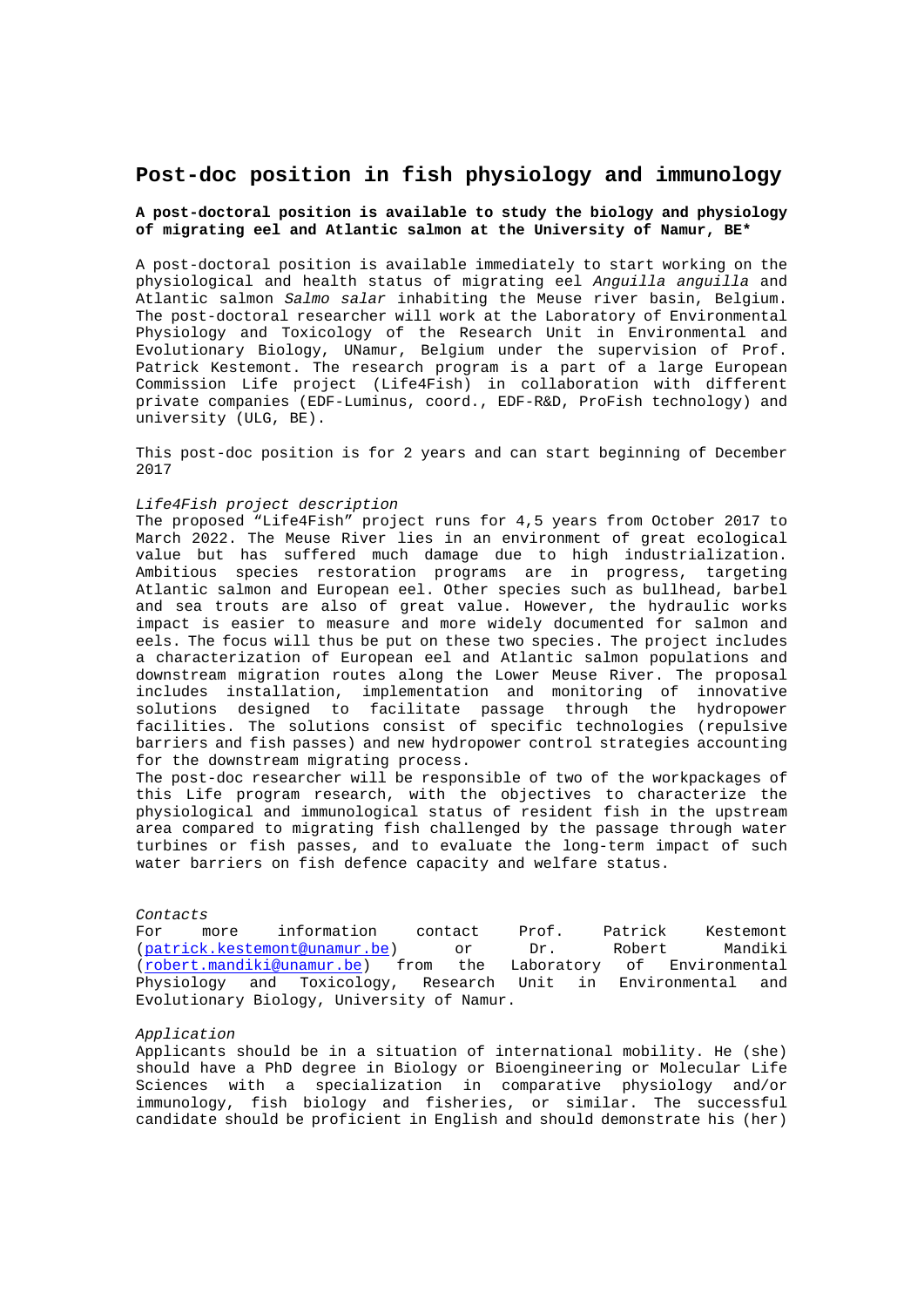# Post-doc position in fish physiology and immunology

**A post-doctoral position is available to study the biology and physiology of migrating eel and Atlantic salmon at the University of Namur, BE***

A post-doctoral position is available immediately to start working on the physiological and health status of migrating eel *Anguilla anguilla* and Atlantic salmon *Salmo salar* inhabiting the Meuse river basin, Belgium. The post-doctoral researcher will work at the Laboratory of Environmental Physiology and Toxicology of the Research Unit in Environmental and Evolutionary Biology, UNamur, Belgium under the supervision of Prof. Patrick Kestemont. The research program is a part of a large European Commission Life project (Life4Fish) in collaboration with different private companies (EDF-Luminus, coord., EDF-R&D, ProFish technology) and university (ULG, BE).

This post-doc position is for 2 years and can start beginning of December 2017

*Life4Fish project description*

The proposed "Life4Fish" project runs for 4,5 years from October 2017 to March 2022. The Meuse River lies in an environment of great ecological value but has suffered much damage due to high industrialization. Ambitious species restoration programs are in progress, targeting Atlantic salmon and European eel. Other species such as bullhead, barbel and sea trouts are also of great value. However, the hydraulic works impact is easier to measure and more widely documented for salmon and eels. The focus will thus be put on these two species. The project includes a characterization of European eel and Atlantic salmon populations and downstream migration routes along the Lower Meuse River. The proposal includes installation, implementation and monitoring of innovative solutions designed to facilitate passage through the hydropower facilities. The solutions consist of specific technologies (repulsive barriers and fish passes) and new hydropower control strategies accounting for the downstream migrating process.

The post-doc researcher will be responsible of two of the workpackages of this Life program research, with the objectives to characterize the physiological and immunological status of resident fish in the upstream area compared to migrating fish challenged by the passage through water turbines or fish passes, and to evaluate the long-term impact of such water barriers on fish defence capacity and welfare status.

*Contacts*

For more information contact Prof. Patrick Kestemont (patrick.kestemont@unamur.be) or Dr. Robert Mandiki (robert.mandiki@unamur.be) from the Laboratory of Environmental Physiology and Toxicology, Research Unit in Environmental and Evolutionary Biology, University of Namur.

*Application*

Applicants should be in a situation of international mobility. He (she) should have a PhD degree in Biology or Bioengineering or Molecular Life Sciences with a specialization in comparative physiology and/or immunology, fish biology and fisheries, or similar. The successful candidate should be proficient in English and should demonstrate his (her)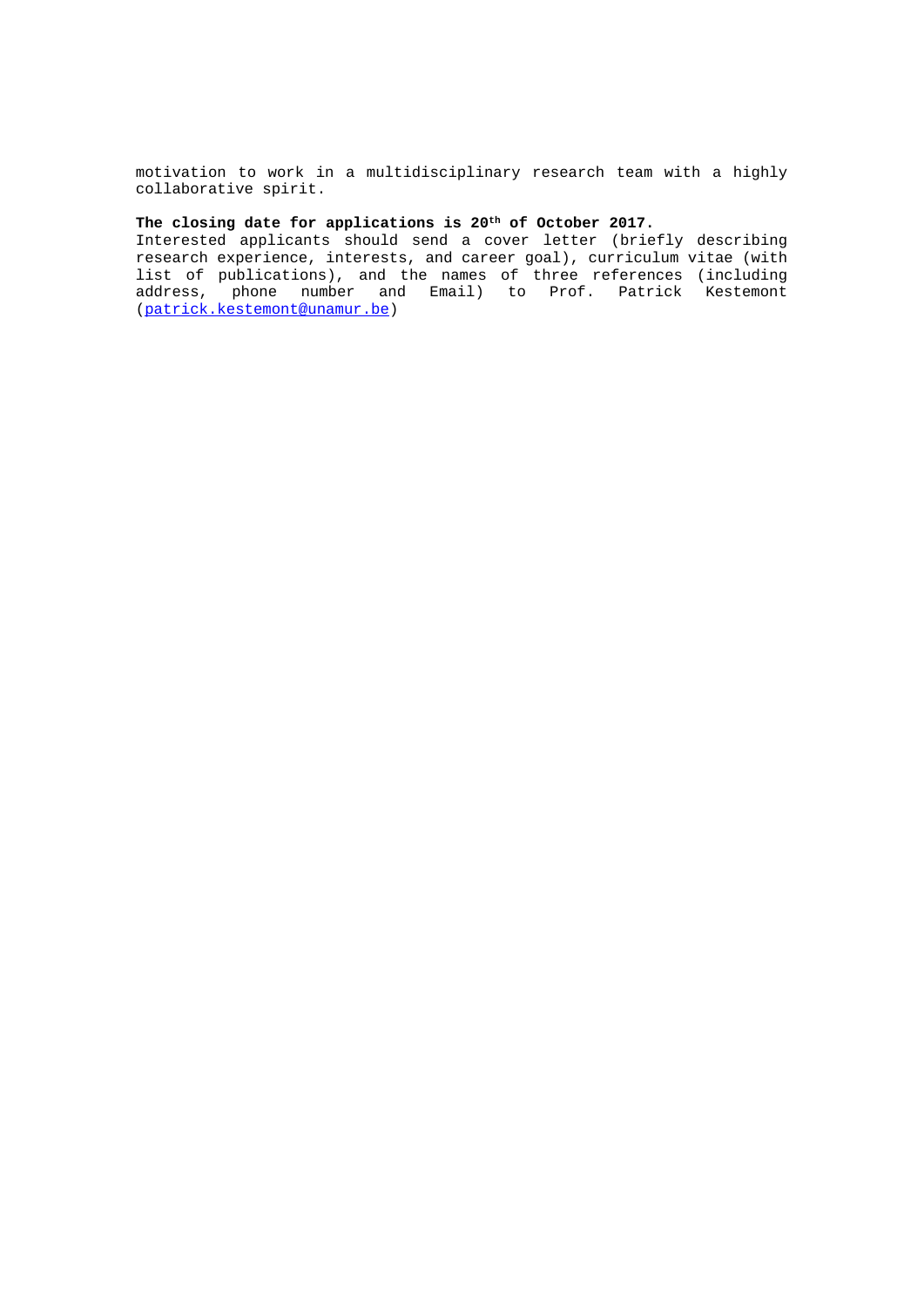motivation to work in a multidisciplinary research team with a highly collaborative spirit.

**The closing date for applications is 20th of October 2017.**
Interested applicants should send a cover letter (briefly describing research experience, interests, and career goal), curriculum vitae (with list of publications), and the names of three references (including address, phone number and Email) to Prof. Patrick Kestemont (patrick.kestemont@unamur.be)